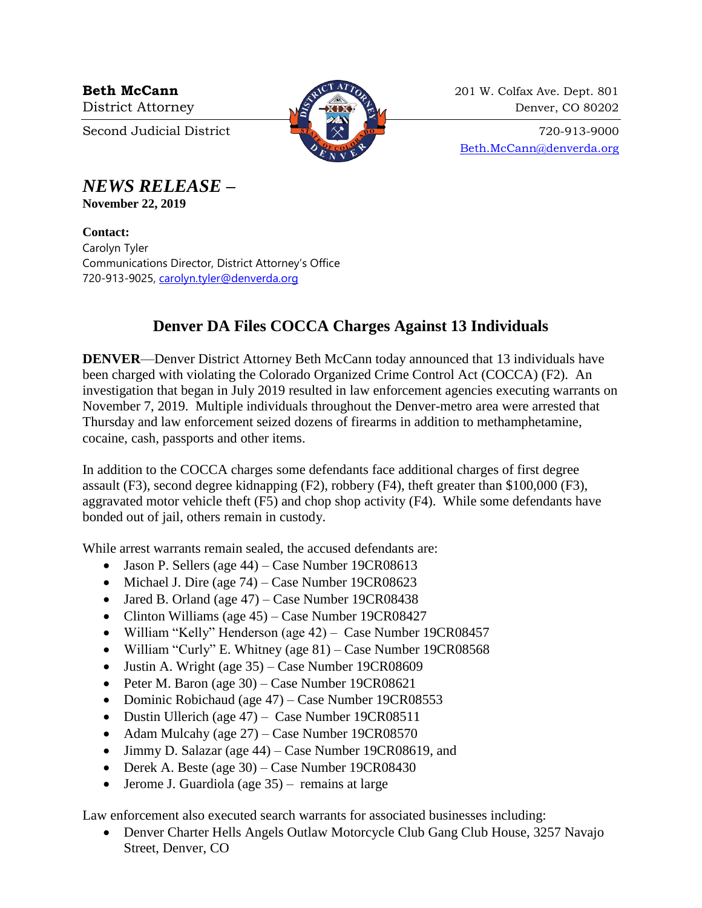**Beth McCann**
District Attorney

Second Judicial District

201 W. Colfax Ave. Dept. 801
Denver, CO 80202

720-913-9000
Beth.McCann@denverda.org

## *NEWS RELEASE –*

**November 22, 2019**

**Contact:**
Carolyn Tyler
Communications Director, District Attorney's Office
720-913-9025, carolyn.tyler@denverda.org

# Denver DA Files COCCA Charges Against 13 Individuals

**DENVER**—Denver District Attorney Beth McCann today announced that 13 individuals have been charged with violating the Colorado Organized Crime Control Act (COCCA) (F2). An investigation that began in July 2019 resulted in law enforcement agencies executing warrants on November 7, 2019. Multiple individuals throughout the Denver-metro area were arrested that Thursday and law enforcement seized dozens of firearms in addition to methamphetamine, cocaine, cash, passports and other items.

In addition to the COCCA charges some defendants face additional charges of first degree assault (F3), second degree kidnapping (F2), robbery (F4), theft greater than $100,000 (F3), aggravated motor vehicle theft (F5) and chop shop activity (F4). While some defendants have bonded out of jail, others remain in custody.

While arrest warrants remain sealed, the accused defendants are:

- Jason P. Sellers (age 44) – Case Number 19CR08613
- Michael J. Dire (age 74) – Case Number 19CR08623
- Jared B. Orland (age 47) – Case Number 19CR08438
- Clinton Williams (age 45) – Case Number 19CR08427
- William "Kelly" Henderson (age 42) – Case Number 19CR08457
- William "Curly" E. Whitney (age 81) – Case Number 19CR08568
- Justin A. Wright (age 35) – Case Number 19CR08609
- Peter M. Baron (age 30) – Case Number 19CR08621
- Dominic Robichaud (age 47) – Case Number 19CR08553
- Dustin Ullerich (age 47) – Case Number 19CR08511
- Adam Mulcahy (age 27) – Case Number 19CR08570
- Jimmy D. Salazar (age 44) – Case Number 19CR08619, and
- Derek A. Beste (age 30) – Case Number 19CR08430
- Jerome J. Guardiola (age 35) – remains at large

Law enforcement also executed search warrants for associated businesses including:

- Denver Charter Hells Angels Outlaw Motorcycle Club Gang Club House, 3257 Navajo Street, Denver, CO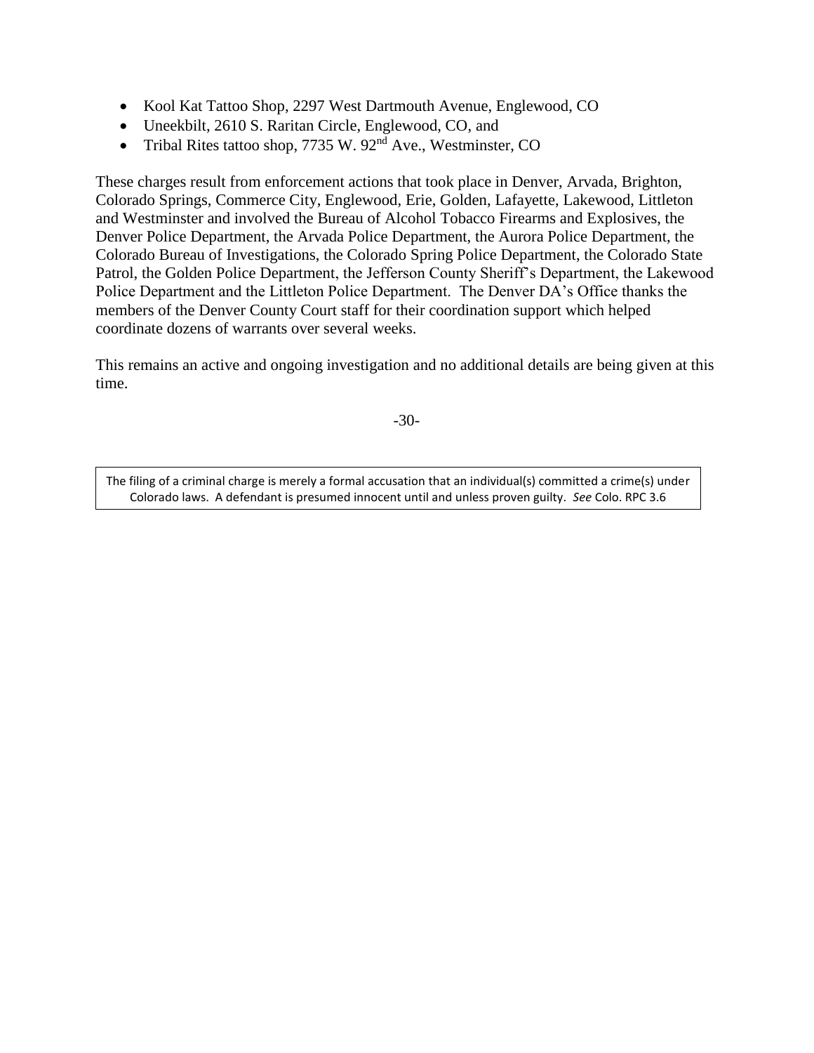- Kool Kat Tattoo Shop, 2297 West Dartmouth Avenue, Englewood, CO
- Uneekbilt, 2610 S. Raritan Circle, Englewood, CO, and
- Tribal Rites tattoo shop, 7735 W. 92nd Ave., Westminster, CO

These charges result from enforcement actions that took place in Denver, Arvada, Brighton, Colorado Springs, Commerce City, Englewood, Erie, Golden, Lafayette, Lakewood, Littleton and Westminster and involved the Bureau of Alcohol Tobacco Firearms and Explosives, the Denver Police Department, the Arvada Police Department, the Aurora Police Department, the Colorado Bureau of Investigations, the Colorado Spring Police Department, the Colorado State Patrol, the Golden Police Department, the Jefferson County Sheriff's Department, the Lakewood Police Department and the Littleton Police Department. The Denver DA's Office thanks the members of the Denver County Court staff for their coordination support which helped coordinate dozens of warrants over several weeks.

This remains an active and ongoing investigation and no additional details are being given at this time.

-30-

The filing of a criminal charge is merely a formal accusation that an individual(s) committed a crime(s) under Colorado laws. A defendant is presumed innocent until and unless proven guilty. *See* Colo. RPC 3.6